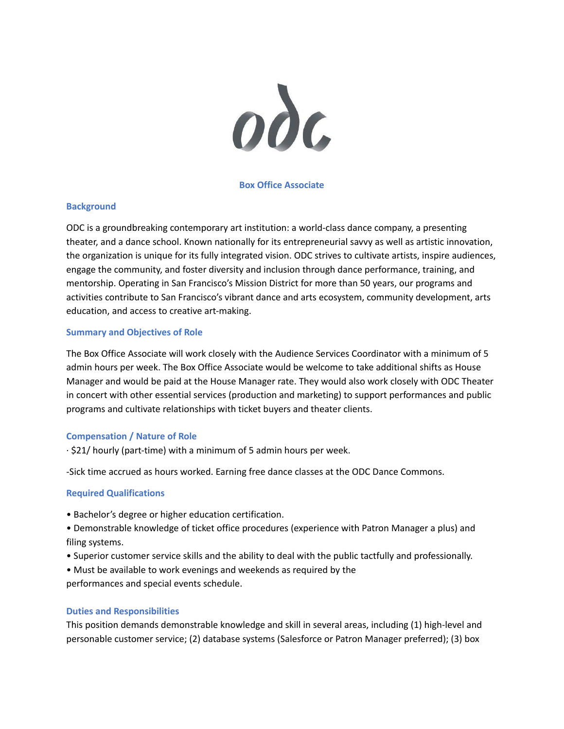# Box Office Associate

## Background

ODC is a groundbreaking contemporary art institution: a world-class dance company, a presenting theater, and a dance school. Known nationally for its entrepreneurial savvy as well as artistic innovation, the organization is unique for its fully integrated vision. ODC strives to cultivate artists, inspire audiences, engage the community, and foster diversity and inclusion through dance performance, training, and mentorship. Operating in San Francisco's Mission District for more than 50 years, our programs and activities contribute to San Francisco's vibrant dance and arts ecosystem, community development, arts education, and access to creative art-making.

## Summary and Objectives of Role

The Box Office Associate will work closely with the Audience Services Coordinator with a minimum of 5 admin hours per week. The Box Office Associate would be welcome to take additional shifts as House Manager and would be paid at the House Manager rate. They would also work closely with ODC Theater in concert with other essential services (production and marketing) to support performances and public programs and cultivate relationships with ticket buyers and theater clients.

## Compensation / Nature of Role

· $21/ hourly (part-time) with a minimum of 5 admin hours per week.

-Sick time accrued as hours worked. Earning free dance classes at the ODC Dance Commons.

## Required Qualifications

- Bachelor's degree or higher education certification.
- Demonstrable knowledge of ticket office procedures (experience with Patron Manager a plus) and filing systems.
- Superior customer service skills and the ability to deal with the public tactfully and professionally.
- Must be available to work evenings and weekends as required by the performances and special events schedule.

## Duties and Responsibilities

This position demands demonstrable knowledge and skill in several areas, including (1) high-level and personable customer service; (2) database systems (Salesforce or Patron Manager preferred); (3) box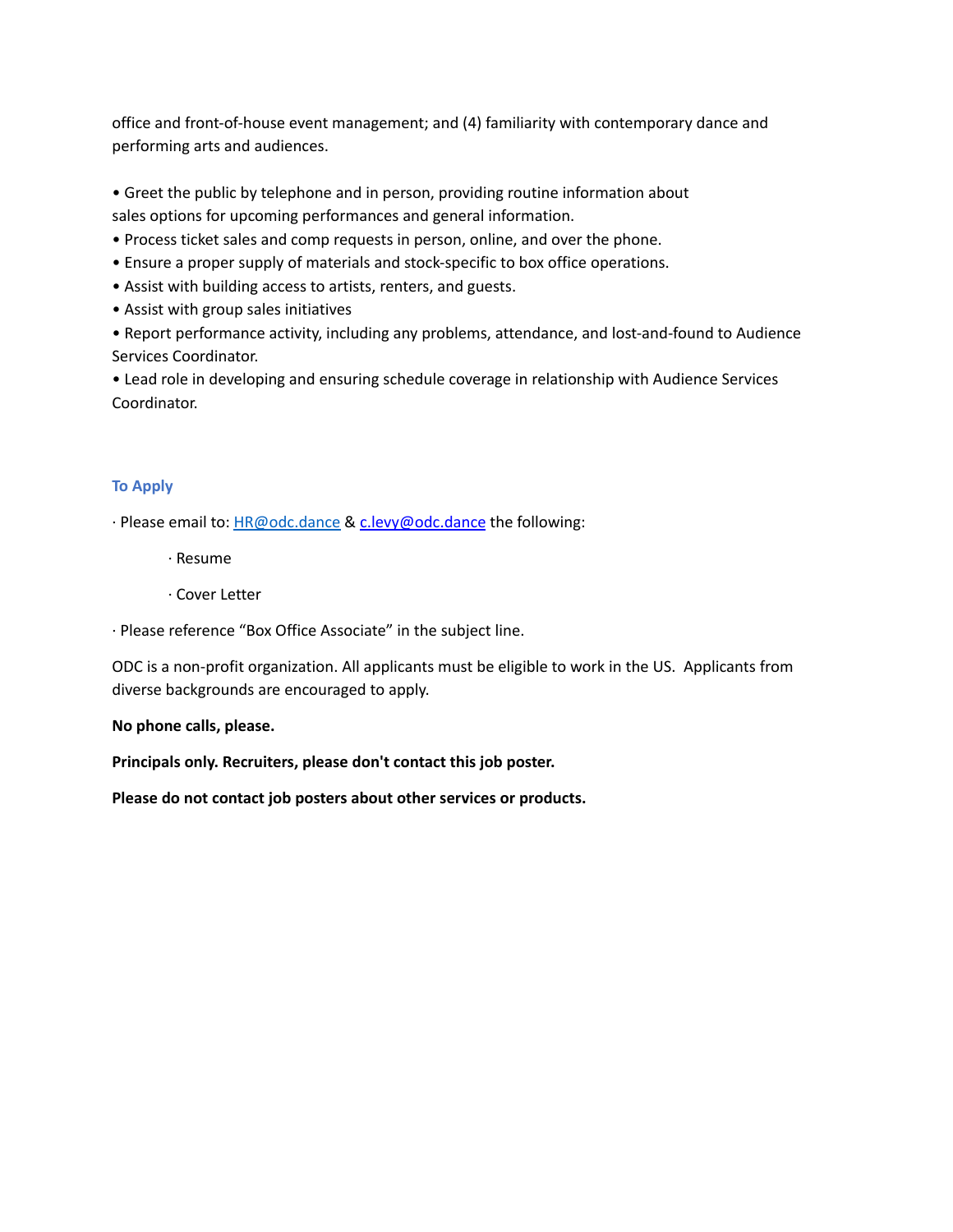office and front-of-house event management; and (4) familiarity with contemporary dance and performing arts and audiences.

• Greet the public by telephone and in person, providing routine information about sales options for upcoming performances and general information.
• Process ticket sales and comp requests in person, online, and over the phone.
• Ensure a proper supply of materials and stock-specific to box office operations.
• Assist with building access to artists, renters, and guests.
• Assist with group sales initiatives
• Report performance activity, including any problems, attendance, and lost-and-found to Audience Services Coordinator.
• Lead role in developing and ensuring schedule coverage in relationship with Audience Services Coordinator.

### To Apply

· Please email to: HR@odc.dance & c.levy@odc.dance the following:

  · Resume

  · Cover Letter

· Please reference "Box Office Associate" in the subject line.

ODC is a non-profit organization. All applicants must be eligible to work in the US. Applicants from diverse backgrounds are encouraged to apply.

**No phone calls, please.**

**Principals only. Recruiters, please don't contact this job poster.**

**Please do not contact job posters about other services or products.**